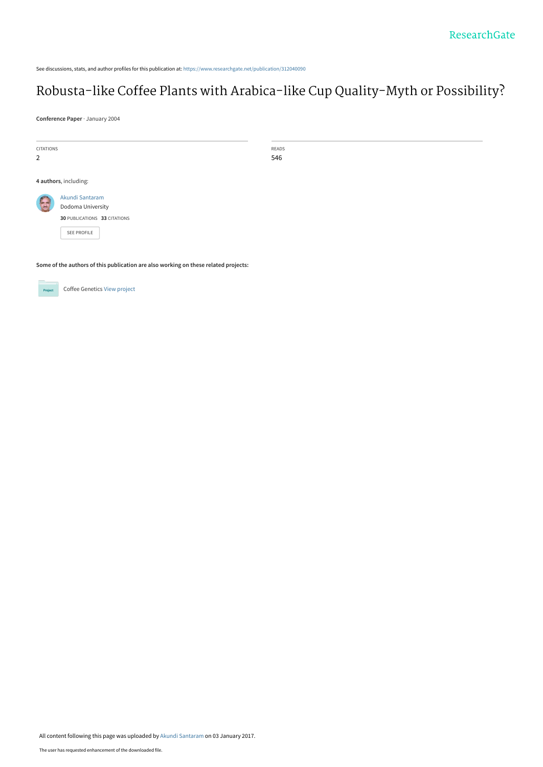See discussions, stats, and author profiles for this publication at: https://www.researchgate.net/publication/312040090

# Robusta-like Coffee Plants with Arabica-like Cup Quality-Myth or Possibility?

**Conference Paper** · January 2004

| CITATIONS | READS |
|---|---|
| 2 | 546 |

**4 authors**, including:

Akundi Santaram
Dodoma University
**30** PUBLICATIONS **33** CITATIONS

SEE PROFILE

**Some of the authors of this publication are also working on these related projects:**

Coffee Genetics View project

All content following this page was uploaded by Akundi Santaram on 03 January 2017.

The user has requested enhancement of the downloaded file.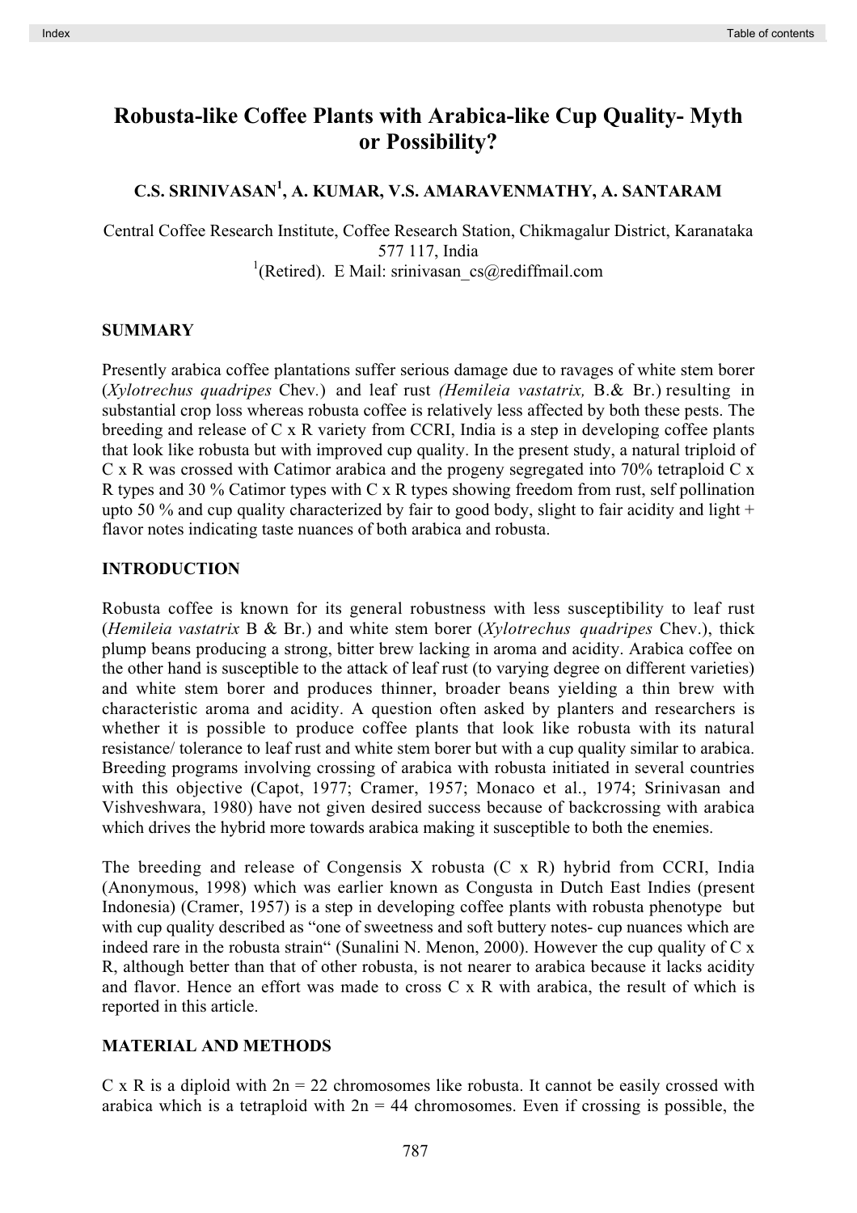# Robusta-like Coffee Plants with Arabica-like Cup Quality- Myth or Possibility?

**C.S. SRINIVASAN[1], A. KUMAR, V.S. AMARAVENMATHY, A. SANTARAM**

Central Coffee Research Institute, Coffee Research Station, Chikmagalur District, Karanataka 577 117, India
[1](Retired). E Mail: srinivasan_cs@rediffmail.com

## SUMMARY

Presently arabica coffee plantations suffer serious damage due to ravages of white stem borer (*Xylotrechus quadripes* Chev.) and leaf rust *(Hemileia vastatrix,* B.& Br.) resulting in substantial crop loss whereas robusta coffee is relatively less affected by both these pests. The breeding and release of C x R variety from CCRI, India is a step in developing coffee plants that look like robusta but with improved cup quality. In the present study, a natural triploid of C x R was crossed with Catimor arabica and the progeny segregated into 70% tetraploid C x R types and 30 % Catimor types with C x R types showing freedom from rust, self pollination upto 50 % and cup quality characterized by fair to good body, slight to fair acidity and light + flavor notes indicating taste nuances of both arabica and robusta.

## INTRODUCTION

Robusta coffee is known for its general robustness with less susceptibility to leaf rust (*Hemileia vastatrix* B & Br.) and white stem borer (*Xylotrechus quadripes* Chev.), thick plump beans producing a strong, bitter brew lacking in aroma and acidity. Arabica coffee on the other hand is susceptible to the attack of leaf rust (to varying degree on different varieties) and white stem borer and produces thinner, broader beans yielding a thin brew with characteristic aroma and acidity. A question often asked by planters and researchers is whether it is possible to produce coffee plants that look like robusta with its natural resistance/ tolerance to leaf rust and white stem borer but with a cup quality similar to arabica. Breeding programs involving crossing of arabica with robusta initiated in several countries with this objective (Capot, 1977; Cramer, 1957; Monaco et al., 1974; Srinivasan and Vishveshwara, 1980) have not given desired success because of backcrossing with arabica which drives the hybrid more towards arabica making it susceptible to both the enemies.

The breeding and release of Congensis X robusta (C x R) hybrid from CCRI, India (Anonymous, 1998) which was earlier known as Congusta in Dutch East Indies (present Indonesia) (Cramer, 1957) is a step in developing coffee plants with robusta phenotype but with cup quality described as "one of sweetness and soft buttery notes- cup nuances which are indeed rare in the robusta strain" (Sunalini N. Menon, 2000). However the cup quality of C x R, although better than that of other robusta, is not nearer to arabica because it lacks acidity and flavor. Hence an effort was made to cross C x R with arabica, the result of which is reported in this article.

## MATERIAL AND METHODS

C x R is a diploid with 2n = 22 chromosomes like robusta. It cannot be easily crossed with arabica which is a tetraploid with 2n = 44 chromosomes. Even if crossing is possible, the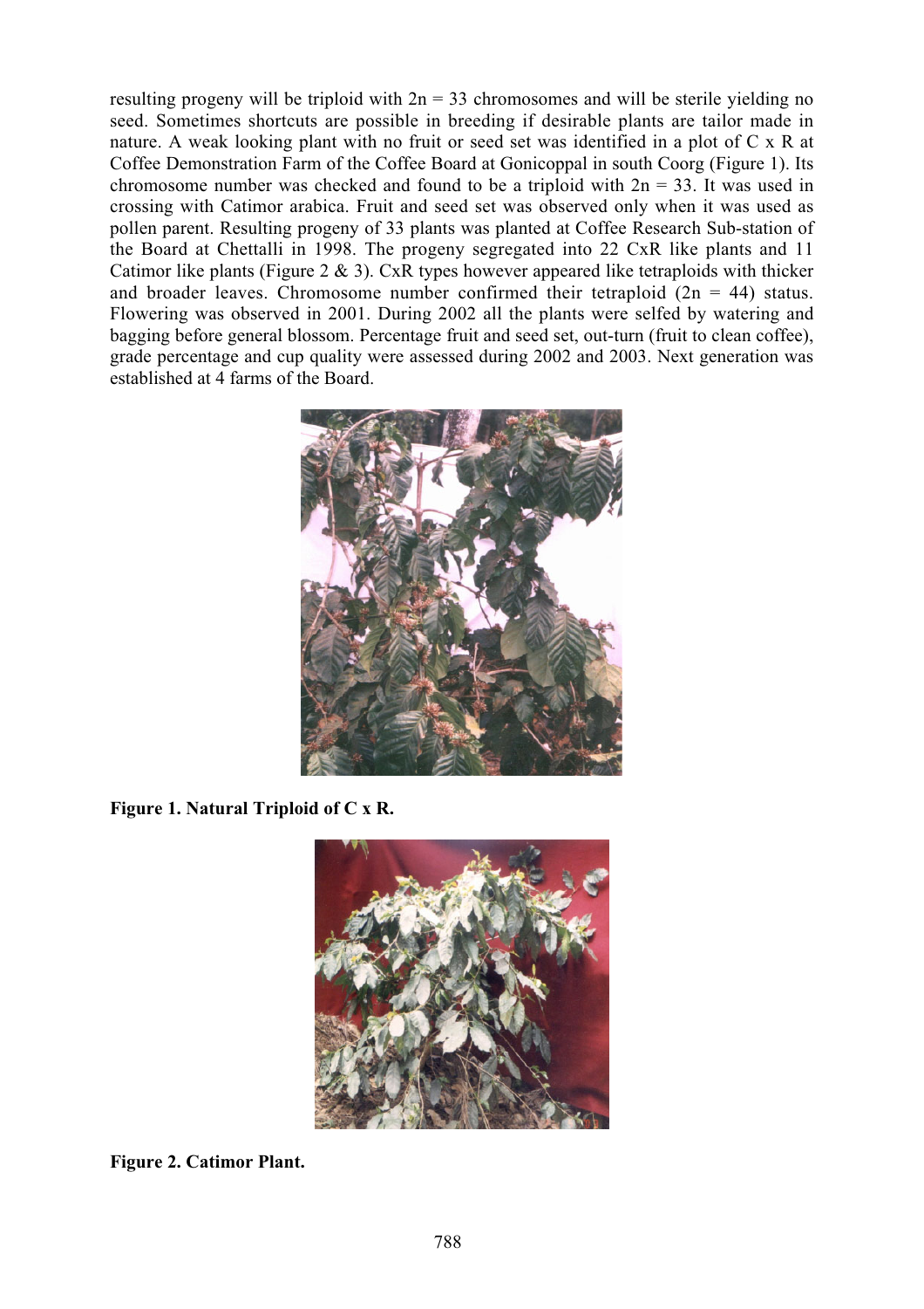resulting progeny will be triploid with $2n = 33$ chromosomes and will be sterile yielding no seed. Sometimes shortcuts are possible in breeding if desirable plants are tailor made in nature. A weak looking plant with no fruit or seed set was identified in a plot of C x R at Coffee Demonstration Farm of the Coffee Board at Gonicoppal in south Coorg (Figure 1). Its chromosome number was checked and found to be a triploid with $2n = 33$. It was used in crossing with Catimor arabica. Fruit and seed set was observed only when it was used as pollen parent. Resulting progeny of 33 plants was planted at Coffee Research Sub-station of the Board at Chettalli in 1998. The progeny segregated into 22 CxR like plants and 11 Catimor like plants (Figure 2 & 3). CxR types however appeared like tetraploids with thicker and broader leaves. Chromosome number confirmed their tetraploid ($2n = 44$) status. Flowering was observed in 2001. During 2002 all the plants were selfed by watering and bagging before general blossom. Percentage fruit and seed set, out-turn (fruit to clean coffee), grade percentage and cup quality were assessed during 2002 and 2003. Next generation was established at 4 farms of the Board.

**Figure 1. Natural Triploid of C x R.**

**Figure 2. Catimor Plant.**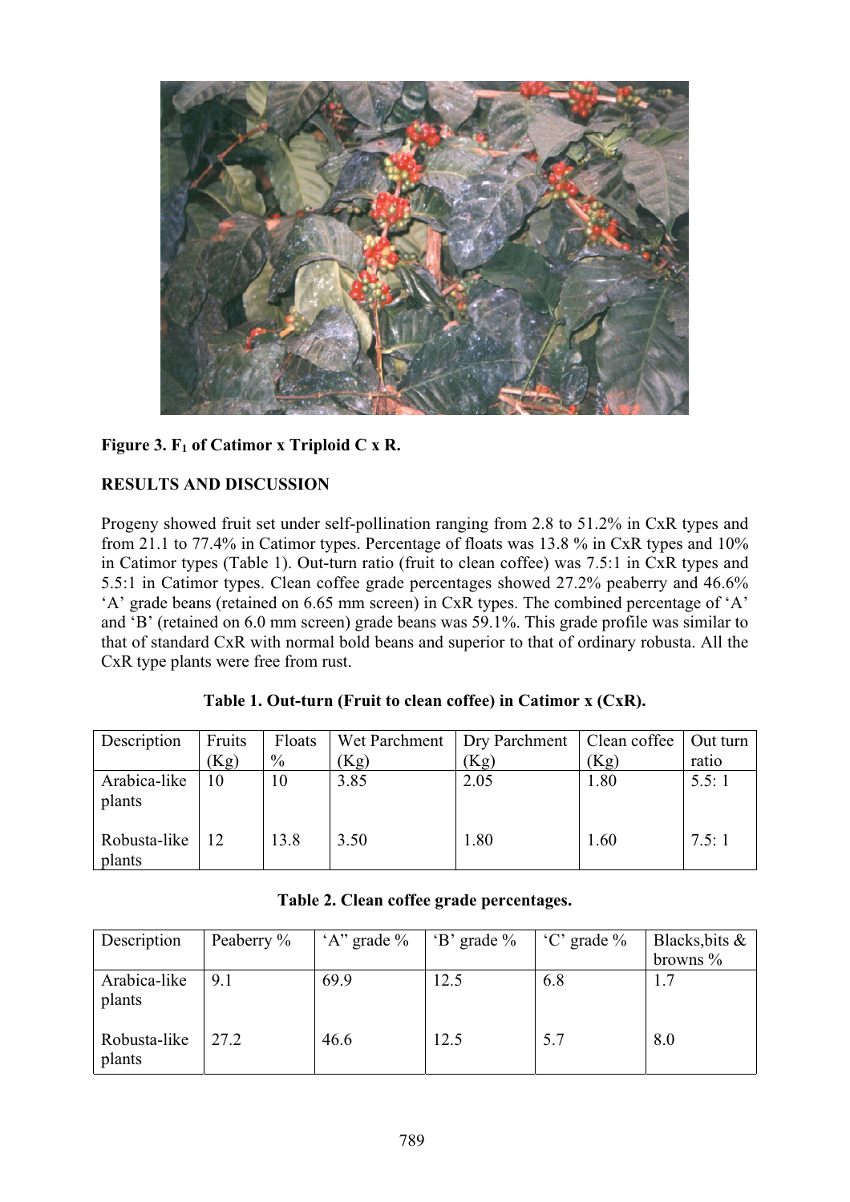**Figure 3. $F_1$ of Catimor x Triploid C x R.**

**RESULTS AND DISCUSSION**

Progeny showed fruit set under self-pollination ranging from 2.8 to 51.2% in CxR types and from 21.1 to 77.4% in Catimor types. Percentage of floats was 13.8 % in CxR types and 10% in Catimor types (Table 1). Out-turn ratio (fruit to clean coffee) was 7.5:1 in CxR types and 5.5:1 in Catimor types. Clean coffee grade percentages showed 27.2% peaberry and 46.6% 'A' grade beans (retained on 6.65 mm screen) in CxR types. The combined percentage of 'A' and 'B' (retained on 6.0 mm screen) grade beans was 59.1%. This grade profile was similar to that of standard CxR with normal bold beans and superior to that of ordinary robusta. All the CxR type plants were free from rust.

**Table 1. Out-turn (Fruit to clean coffee) in Catimor x (CxR).**

| Description | Fruits (Kg) | Floats % | Wet Parchment (Kg) | Dry Parchment (Kg) | Clean coffee (Kg) | Out turn ratio |
|---|---|---|---|---|---|---|
| Arabica-like plants | 10 | 10 | 3.85 | 2.05 | 1.80 | 5.5: 1 |
| Robusta-like plants | 12 | 13.8 | 3.50 | 1.80 | 1.60 | 7.5: 1 |

**Table 2. Clean coffee grade percentages.**

| Description | Peaberry % | 'A" grade % | 'B' grade % | 'C' grade % | Blacks,bits & browns % |
|---|---|---|---|---|---|
| Arabica-like plants | 9.1 | 69.9 | 12.5 | 6.8 | 1.7 |
| Robusta-like plants | 27.2 | 46.6 | 12.5 | 5.7 | 8.0 |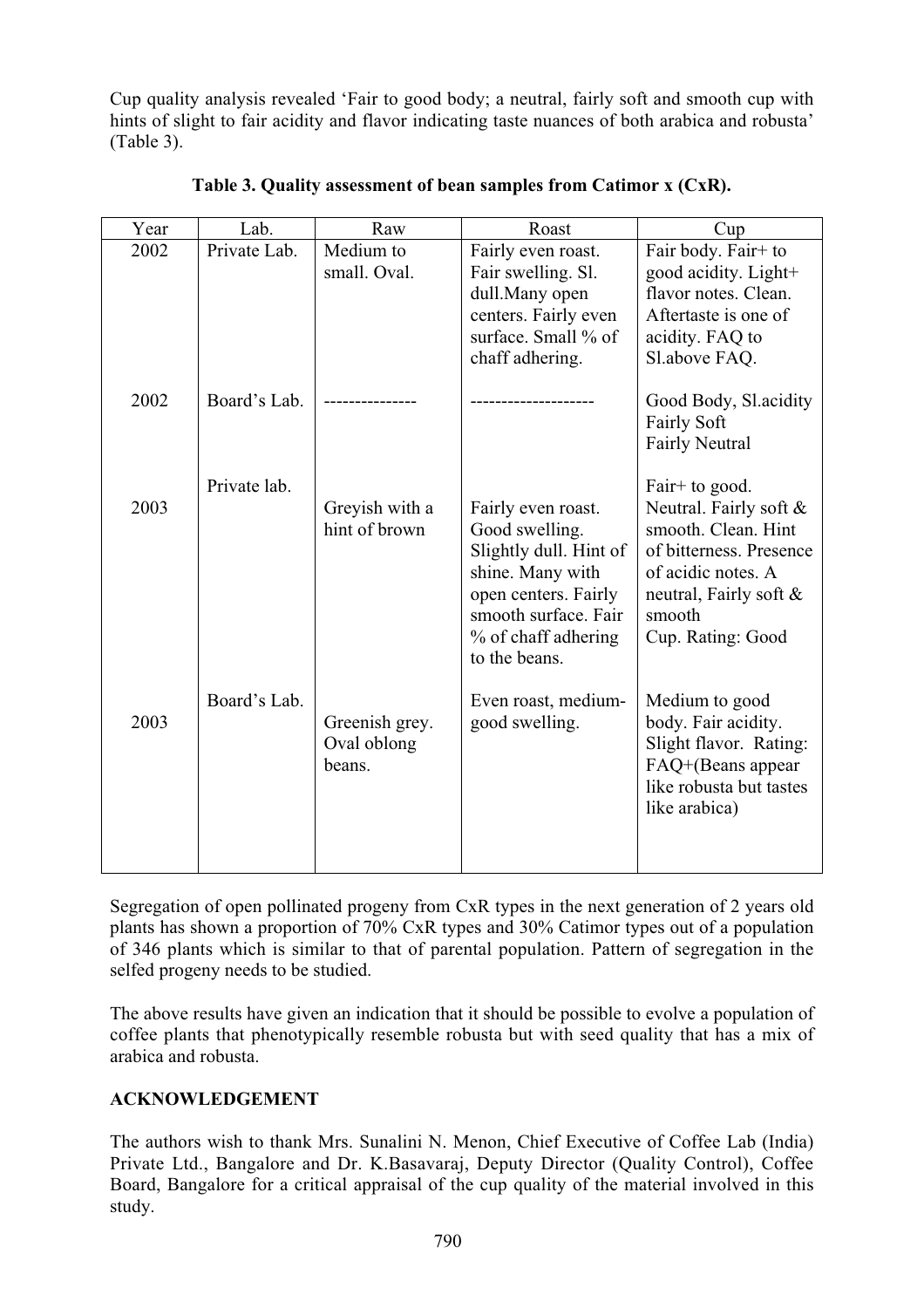Cup quality analysis revealed 'Fair to good body; a neutral, fairly soft and smooth cup with hints of slight to fair acidity and flavor indicating taste nuances of both arabica and robusta' (Table 3).

**Table 3. Quality assessment of bean samples from Catimor x (CxR).**

| Year | Lab. | Raw | Roast | Cup |
|---|---|---|---|---|
| 2002 | Private Lab. | Medium to small. Oval. | Fairly even roast. Fair swelling. Sl. dull.Many open centers. Fairly even surface. Small % of chaff adhering. | Fair body. Fair+ to good acidity. Light+ flavor notes. Clean. Aftertaste is one of acidity. FAQ to Sl.above FAQ. |
| 2002 | Board's Lab. | --------------- | ------------------- | Good Body, Sl.acidity Fairly Soft Fairly Neutral |
| 2003 | Private lab. | Greyish with a hint of brown | Fairly even roast. Good swelling. Slightly dull. Hint of shine. Many with open centers. Fairly smooth surface. Fair % of chaff adhering to the beans. | Fair+ to good. Neutral. Fairly soft & smooth. Clean. Hint of bitterness. Presence of acidic notes. A neutral, Fairly soft & smooth Cup. Rating: Good |
| 2003 | Board's Lab. | Greenish grey. Oval oblong beans. | Even roast, medium-good swelling. | Medium to good body. Fair acidity. Slight flavor. Rating: FAQ+(Beans appear like robusta but tastes like arabica) |

Segregation of open pollinated progeny from CxR types in the next generation of 2 years old plants has shown a proportion of 70% CxR types and 30% Catimor types out of a population of 346 plants which is similar to that of parental population. Pattern of segregation in the selfed progeny needs to be studied.

The above results have given an indication that it should be possible to evolve a population of coffee plants that phenotypically resemble robusta but with seed quality that has a mix of arabica and robusta.

## ACKNOWLEDGEMENT

The authors wish to thank Mrs. Sunalini N. Menon, Chief Executive of Coffee Lab (India) Private Ltd., Bangalore and Dr. K.Basavaraj, Deputy Director (Quality Control), Coffee Board, Bangalore for a critical appraisal of the cup quality of the material involved in this study.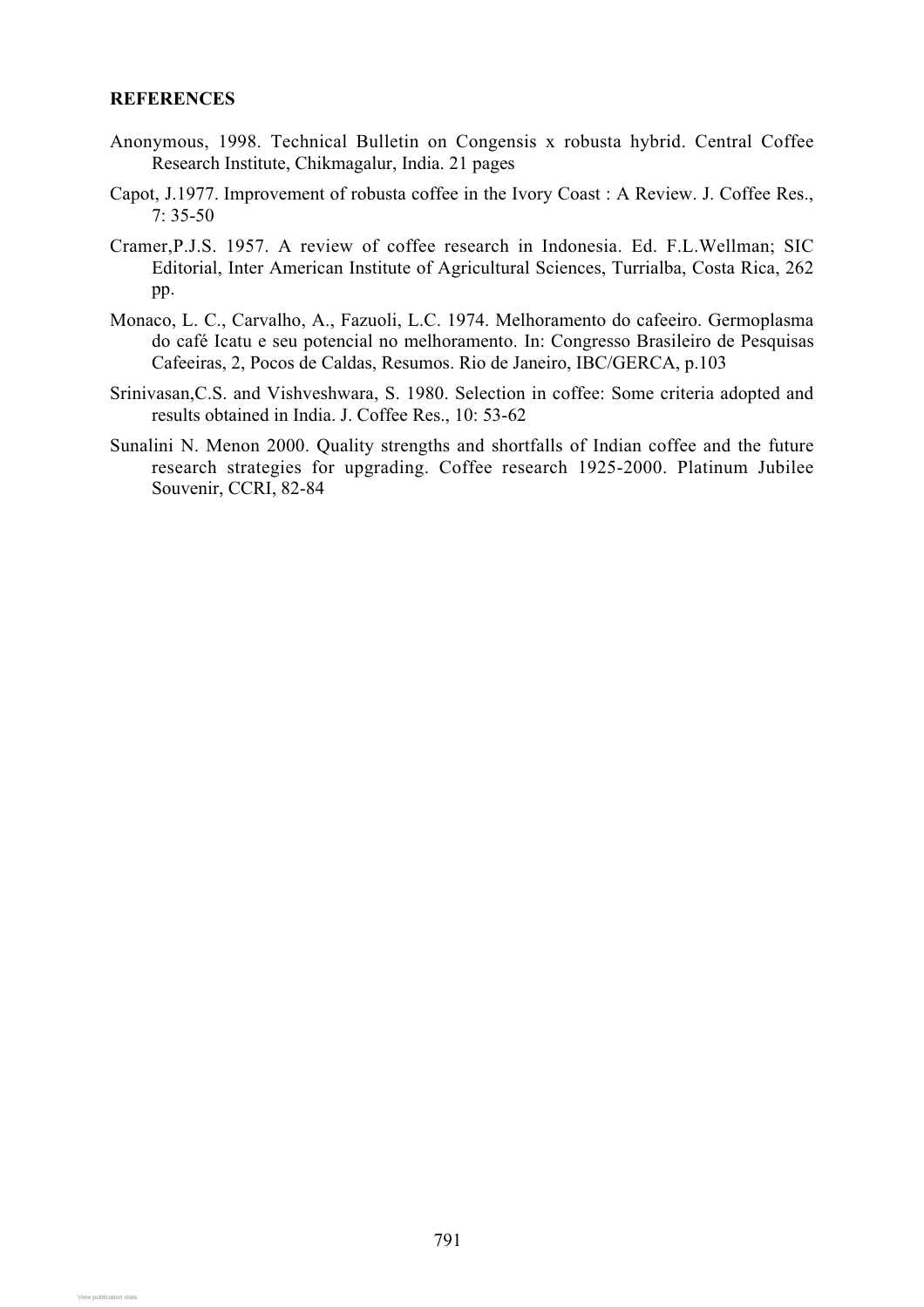**REFERENCES**

Anonymous, 1998. Technical Bulletin on Congensis x robusta hybrid. Central Coffee Research Institute, Chikmagalur, India. 21 pages

Capot, J.1977. Improvement of robusta coffee in the Ivory Coast : A Review. J. Coffee Res., 7: 35-50

Cramer,P.J.S. 1957. A review of coffee research in Indonesia. Ed. F.L.Wellman; SIC Editorial, Inter American Institute of Agricultural Sciences, Turrialba, Costa Rica, 262 pp.

Monaco, L. C., Carvalho, A., Fazuoli, L.C. 1974. Melhoramento do cafeeiro. Germoplasma do café Icatu e seu potencial no melhoramento. In: Congresso Brasileiro de Pesquisas Cafeeiras, 2, Pocos de Caldas, Resumos. Rio de Janeiro, IBC/GERCA, p.103

Srinivasan,C.S. and Vishveshwara, S. 1980. Selection in coffee: Some criteria adopted and results obtained in India. J. Coffee Res., 10: 53-62

Sunalini N. Menon 2000. Quality strengths and shortfalls of Indian coffee and the future research strategies for upgrading. Coffee research 1925-2000. Platinum Jubilee Souvenir, CCRI, 82-84